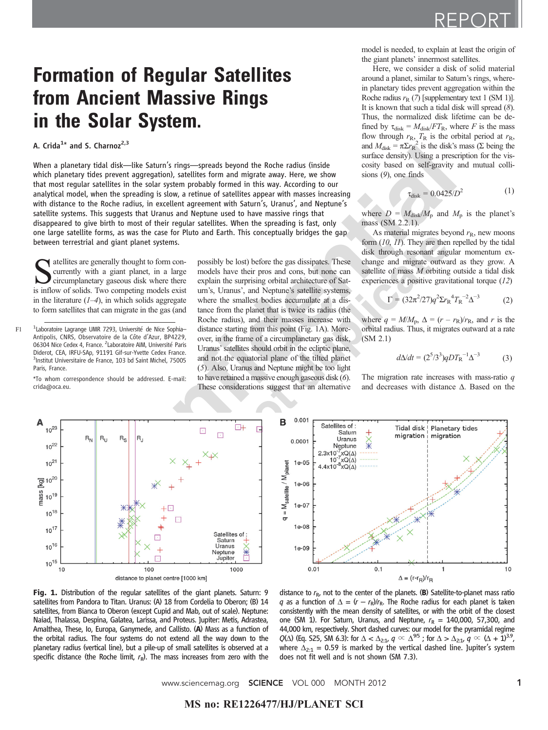# Formation of Regular Satellites from Ancient Massive Rings in the Solar System.

A. Crida[1]* and S. Charnoz[2,3]

When a planetary tidal disk—like Saturn's rings—spreads beyond the Roche radius (inside which planetary tides prevent aggregation), satellites form and migrate away. Here, we show that most regular satellites in the solar system probably formed in this way. According to our analytical model, when the spreading is slow, a retinue of satellites appear with masses increasing with distance to the Roche radius, in excellent agreement with Saturn's, Uranus', and Neptune's satellite systems. This suggests that Uranus and Neptune used to have massive rings that disappeared to give birth to most of their regular satellites. When the spreading is fast, only one large satellite forms, as was the case for Pluto and Earth. This conceptually bridges the gap between terrestrial and giant planet systems.

Satellites are generally thought to form concurrently with a giant planet, in a large circumplanetary gaseous disk where there is inflow of solids. Two competing models exist in the literature (1–4), in which solids aggregate to form satellites that can migrate in the gas (and possibly be lost) before the gas dissipates. These models have their pros and cons, but none can explain the surprising orbital architecture of Saturn's, Uranus', and Neptune's satellite systems, where the smallest bodies accumulate at a distance from the planet that is twice its radius (the Roche radius), and their masses increase with distance starting from this point (Fig. 1A). Moreover, in the frame of a circumplanetary gas disk, Uranus' satellites should orbit in the ecliptic plane, and not the equatorial plane of the tilted planet (5). Also, Uranus and Neptune might be too light to have retained a massive enough gaseous disk (6). These considerations suggest that an alternative model is needed, to explain at least the origin of the giant planets' innermost satellites.

Here, we consider a disk of solid material around a planet, similar to Saturn's rings, wherein planetary tides prevent aggregation within the Roche radius $r_R$ (7) [supplementary text 1 (SM 1)]. It is known that such a tidal disk will spread (8). Thus, the normalized disk lifetime can be defined by $\tau_{disk} = M_{disk}/FT_R$, where $F$ is the mass flow through $r_R$, $T_R$ is the orbital period at $r_R$, and $M_{disk} = \pi\Sigma r_R^2$ is the disk's mass ($\Sigma$ being the surface density). Using a prescription for the viscosity based on self-gravity and mutual collisions (9), one finds

$$\tau_{disk} = 0.0425/D^2 \tag{1}$$

where $D = M_{disk}/M_p$ and $M_p$ is the planet's mass (SM 2.2.1).

As material migrates beyond $r_R$, new moons form (10, 11). They are then repelled by the tidal disk through resonant angular momentum exchange and migrate outward as they grow. A satellite of mass $M$ orbiting outside a tidal disk experiences a positive gravitational torque (12)

$$\Gamma = (32\pi^2/27)q^2\Sigma r_R^4 T_R^{-2}\Delta^{-3} \tag{2}$$

where $q = M/M_p$, $\Delta = (r - r_R)/r_R$, and $r$ is the orbital radius. Thus, it migrates outward at a rate (SM 2.1)

$$d\Delta/dt = (2^5/3^3)qDT_R^{-1}\Delta^{-3} \tag{3}$$

The migration rate increases with mass-ratio $q$ and decreases with distance $\Delta$. Based on the

[1]Laboratoire Lagrange UMR 7293, Université de Nice Sophia–Antipolis, CNRS, Observatoire de la Côte d'Azur, BP4229, 06304 Nice Cedex 4, France. [2]Laboratoire AIM, Université Paris Diderot, CEA, IRFU-SAp, 91191 Gif-sur-Yvette Cedex France. [3]Institut Universitaire de France, 103 bd Saint Michel, 75005 Paris, France.

*To whom correspondence should be addressed. E-mail: crida@oca.eu.

**Fig. 1.** Distribution of the regular satellites of the giant planets. Saturn: 9 satellites from Pandora to Titan. Uranus: (A) 18 from Cordelia to Oberon; (B) 14 satellites, from Bianca to Oberon (except Cupid and Mab, out of scale). Neptune: Naiad, Thalassa, Despina, Galatea, Larissa, and Proteus. Jupiter: Metis, Adrastea, Amalthea, Thebe, Io, Europa, Ganymede, and Callisto. (**A**) Mass as a function of the orbital radius. The four systems do not extend all the way down to the planetary radius (vertical line), but a pile-up of small satellites is observed at a specific distance (the Roche limit, $r_R$). The mass increases from zero with the distance to $r_R$, not to the center of the planets. (**B**) Satellite-to-planet mass ratio $q$ as a function of $\Delta = (r - r_R)/r_R$. The Roche radius for each planet is taken consistently with the mean density of satellites, or with the orbit of the closest one (SM 1). For Saturn, Uranus, and Neptune, $r_R$ = 140,000, 57,300, and 44,000 km, respectively. Short dashed curves: our model for the pyramidal regime $Q(\Delta)$ (Eq. S25, SM 6.3): for $\Delta < \Delta_{2:1}$, $q \propto \Delta^{9/5}$ ; for $\Delta > \Delta_{2:1}$, $q \propto (\Delta + 1)^{3.9}$, where $\Delta_{2:1}$ = 0.59 is marked by the vertical dashed line. Jupiter's system does not fit well and is not shown (SM 7.3).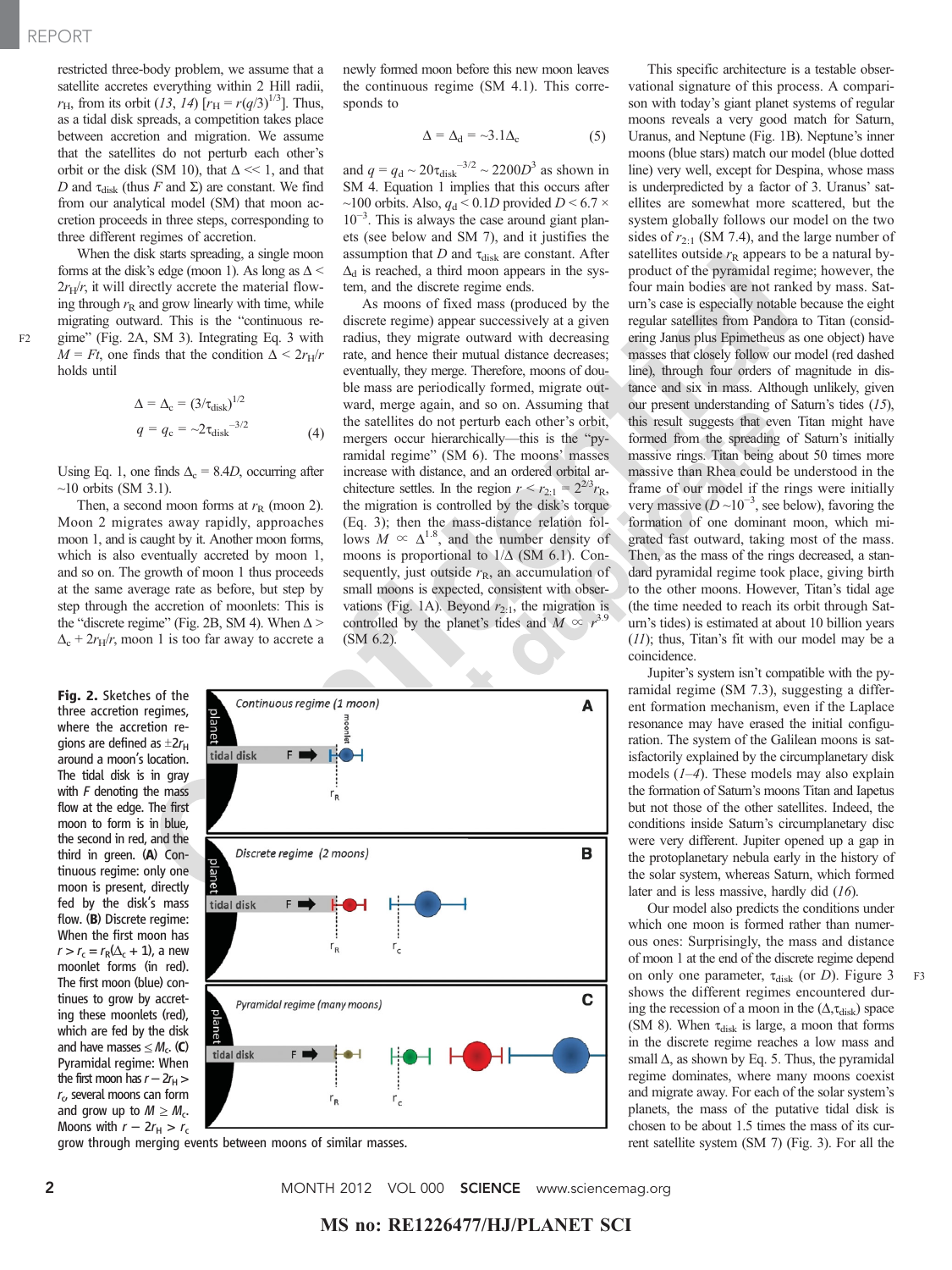restricted three-body problem, we assume that a satellite accretes everything within 2 Hill radii, $r_H$, from its orbit (13, 14) [$r_H = r(q/3)^{1/3}$]. Thus, as a tidal disk spreads, a competition takes place between accretion and migration. We assume that the satellites do not perturb each other's orbit or the disk (SM 10), that $\Delta << 1$, and that $D$ and $\tau_{disk}$ (thus $F$ and $\Sigma$) are constant. We find from our analytical model (SM) that moon accretion proceeds in three steps, corresponding to three different regimes of accretion.

When the disk starts spreading, a single moon forms at the disk's edge (moon 1). As long as $\Delta < 2r_H/r$, it will directly accrete the material flowing through $r_R$ and grow linearly with time, while migrating outward. This is the "continuous regime" (Fig. 2A, SM 3). Integrating Eq. 3 with $M = Ft$, one finds that the condition $\Delta < 2r_H/r$ holds until

$$\Delta = \Delta_c = (3/\tau_{disk})^{1/2}$$
$$q = q_c = \sim 2\tau_{disk}^{-3/2} \quad (4)$$

Using Eq. 1, one finds $\Delta_c = 8.4D$, occurring after ~10 orbits (SM 3.1).

Then, a second moon forms at $r_R$ (moon 2). Moon 2 migrates away rapidly, approaches moon 1, and is caught by it. Another moon forms, which is also eventually accreted by moon 1, and so on. The growth of moon 1 thus proceeds at the same average rate as before, but step by step through the accretion of moonlets: This is the "discrete regime" (Fig. 2B, SM 4). When $\Delta > \Delta_c + 2r_H/r$, moon 1 is too far away to accrete a newly formed moon before this new moon leaves the continuous regime (SM 4.1). This corresponds to

$$\Delta = \Delta_d = \sim 3.1\Delta_c \quad (5)$$

and $q = q_d \sim 20\tau_{disk}^{-3/2} \sim 2200D^3$ as shown in SM 4. Equation 1 implies that this occurs after ~100 orbits. Also, $q_d < 0.1D$ provided $D < 6.7 \times 10^{-3}$. This is always the case around giant planets (see below and SM 7), and it justifies the assumption that $D$ and $\tau_{disk}$ are constant. After $\Delta_d$ is reached, a third moon appears in the system, and the discrete regime ends.

As moons of fixed mass (produced by the discrete regime) appear successively at a given radius, they migrate outward with decreasing rate, and hence their mutual distance decreases; eventually, they merge. Therefore, moons of double mass are periodically formed, migrate outward, merge again, and so on. Assuming that the satellites do not perturb each other's orbit, mergers occur hierarchically—this is the "pyramidal regime" (SM 6). The moons' masses increase with distance, and an ordered orbital architecture settles. In the region $r < r_{2:1} = 2^{2/3}r_R$, the migration is controlled by the disk's torque (Eq. 3); then the mass-distance relation follows $M \propto \Delta^{1.8}$, and the number density of moons is proportional to $1/\Delta$ (SM 6.1). Consequently, just outside $r_R$, an accumulation of small moons is expected, consistent with observations (Fig. 1A). Beyond $r_{2:1}$, the migration is controlled by the planet's tides and $M \propto r^{3.9}$ (SM 6.2).

This specific architecture is a testable observational signature of this process. A comparison with today's giant planet systems of regular moons reveals a very good match for Saturn, Uranus, and Neptune (Fig. 1B). Neptune's inner moons (blue stars) match our model (blue dotted line) very well, except for Despina, whose mass is underpredicted by a factor of 3. Uranus' satellites are somewhat more scattered, but the system globally follows our model on the two sides of $r_{2:1}$ (SM 7.4), and the large number of satellites outside $r_R$ appears to be a natural byproduct of the pyramidal regime; however, the four main bodies are not ranked by mass. Saturn's case is especially notable because the eight regular satellites from Pandora to Titan (considering Janus plus Epimetheus as one object) have masses that closely follow our model (red dashed line), through four orders of magnitude in distance and six in mass. Although unlikely, given our present understanding of Saturn's tides (15), this result suggests that even Titan might have formed from the spreading of Saturn's initially massive rings. Titan being about 50 times more massive than Rhea could be understood in the frame of our model if the rings were initially very massive ($D \sim 10^{-3}$, see below), favoring the formation of one dominant moon, which migrated fast outward, taking most of the mass. Then, as the mass of the rings decreased, a standard pyramidal regime took place, giving birth to the other moons. However, Titan's tidal age (the time needed to reach its orbit through Saturn's tides) is estimated at about 10 billion years (11); thus, Titan's fit with our model may be a coincidence.

Jupiter's system isn't compatible with the pyramidal regime (SM 7.3), suggesting a different formation mechanism, even if the Laplace resonance may have erased the initial configuration. The system of the Galilean moons is satisfactorily explained by the circumplanetary disk models (1–4). These models may also explain the formation of Saturn's moons Titan and Iapetus but not those of the other satellites. Indeed, the conditions inside Saturn's circumplanetary disc were very different. Jupiter opened up a gap in the protoplanetary nebula early in the history of the solar system, whereas Saturn, which formed later and is less massive, hardly did (16).

Our model also predicts the conditions under which one moon is formed rather than numerous ones: Surprisingly, the mass and distance of moon 1 at the end of the discrete regime depend on only one parameter, $\tau_{disk}$ (or $D$). Figure 3 shows the different regimes encountered during the recession of a moon in the ($\Delta$,$\tau_{disk}$) space (SM 8). When $\tau_{disk}$ is large, a moon that forms in the discrete regime reaches a low mass and small $\Delta$, as shown by Eq. 5. Thus, the pyramidal regime dominates, where many moons coexist and migrate away. For each of the solar system's planets, the mass of the putative tidal disk is chosen to be about 1.5 times the mass of its current satellite system (SM 7) (Fig. 3). For all the

**Fig. 2.** Sketches of the three accretion regimes, where the accretion regions are defined as $\pm 2r_H$ around a moon's location. The tidal disk is in gray with $F$ denoting the mass flow at the edge. The first moon to form is in blue, the second in red, and the third in green. **(A)** Continuous regime: only one moon is present, directly fed by the disk's mass flow. **(B)** Discrete regime: When the first moon has $r > r_c = r_R(\Delta_c + 1)$, a new moonlet forms (in red). The first moon (blue) continues to grow by accreting these moonlets (red), which are fed by the disk and have masses $\leq M_c$. **(C)** Pyramidal regime: When the first moon has $r - 2r_H > r_c$, several moons can form and grow up to $M \geq M_c$. Moons with $r - 2r_H > r_c$ grow through merging events between moons of similar masses.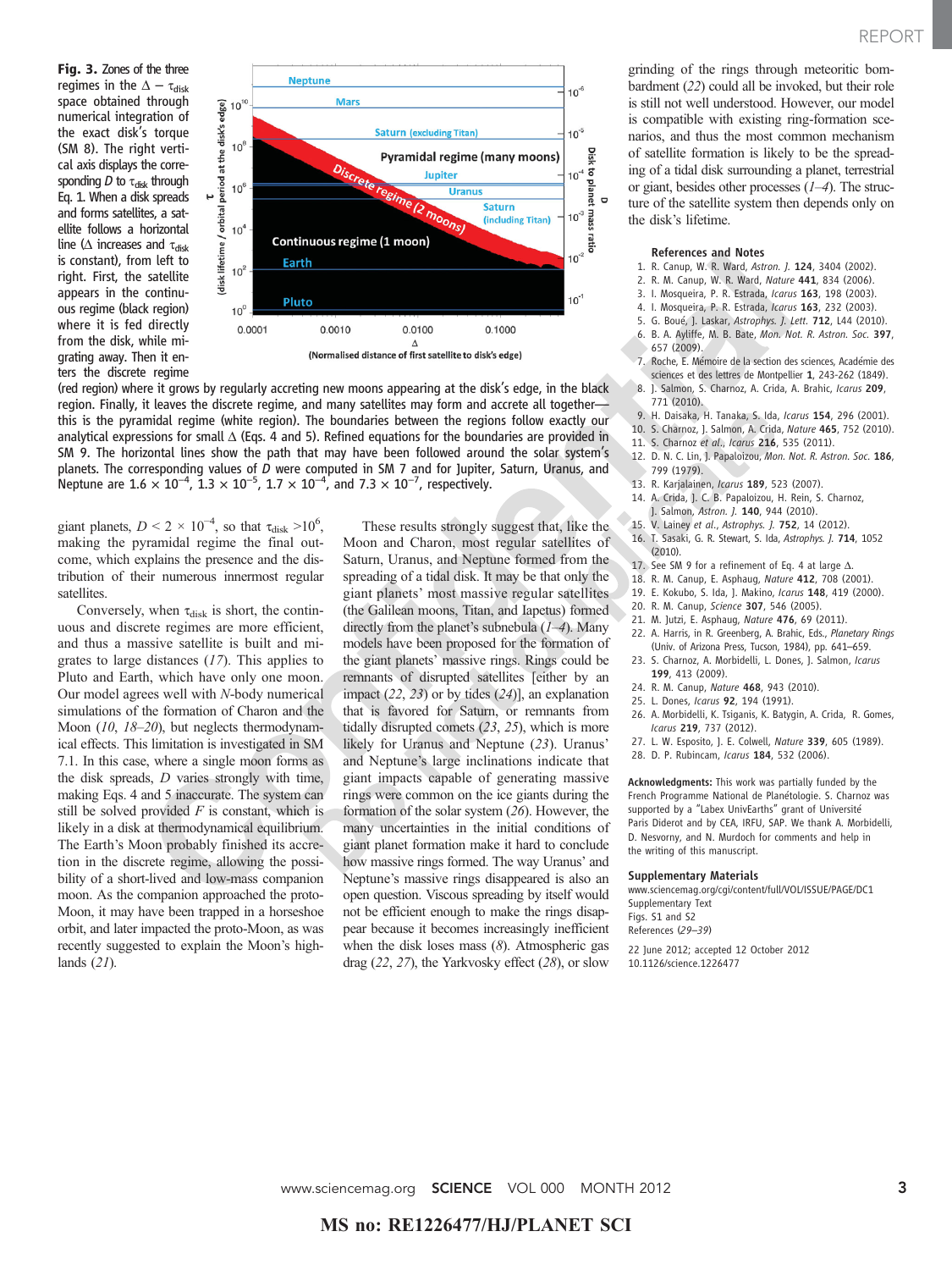(disk lifetime / orbital period at the disk's edge)

τ

$10^{10}$

$10^{8}$

$10^{6}$

$10^{4}$

$10^{2}$

$10^{0}$

Neptune

Mars

Saturn (excluding Titan)

Pyramidal regime (many moons)

Discrete regime (2 moons)

Jupiter

Uranus

Saturn (including Titan)

Continuous regime (1 moon)

Earth

Pluto

$10^{-6}$

$10^{-5}$

$10^{-4}$

$10^{-3}$

$10^{-2}$

$10^{-1}$

D

Disk to planet mass ratio

0.0001

0.0010

0.0100

0.1000

Δ

(Normalised distance of first satellite to disk's edge)

**Fig. 3.** Zones of the three regimes in the $\Delta - \tau_{disk}$ space obtained through numerical integration of the exact disk's torque (SM 8). The right vertical axis displays the corresponding $D$ to $\tau_{disk}$ through Eq. 1. When a disk spreads and forms satellites, a satellite follows a horizontal line ($\Delta$ increases and $\tau_{disk}$ is constant), from left to right. First, the satellite appears in the continuous regime (black region) where it is fed directly from the disk, while migrating away. Then it enters the discrete regime (red region) where it grows by regularly accreting new moons appearing at the disk's edge, in the black region. Finally, it leaves the discrete regime, and many satellites may form and accrete all together—this is the pyramidal regime (white region). The boundaries between the regions follow exactly our analytical expressions for small $\Delta$ (Eqs. 4 and 5). Refined equations for the boundaries are provided in SM 9. The horizontal lines show the path that may have been followed around the solar system's planets. The corresponding values of $D$ were computed in SM 7 and for Jupiter, Saturn, Uranus, and Neptune are $1.6 \times 10^{-4}$, $1.3 \times 10^{-5}$, $1.7 \times 10^{-4}$, and $7.3 \times 10^{-7}$, respectively.

giant planets, $D < 2 \times 10^{-4}$, so that $\tau_{disk} > 10^{6}$, making the pyramidal regime the final outcome, which explains the presence and the distribution of their numerous innermost regular satellites.

Conversely, when $\tau_{disk}$ is short, the continuous and discrete regimes are more efficient, and thus a massive satellite is built and migrates to large distances (*17*). This applies to Pluto and Earth, which have only one moon. Our model agrees well with *N*-body numerical simulations of the formation of Charon and the Moon (*10*, *18*–*20*), but neglects thermodynamical effects. This limitation is investigated in SM 7.1. In this case, where a single moon forms as the disk spreads, $D$ varies strongly with time, making Eqs. 4 and 5 inaccurate. The system can still be solved provided $F$ is constant, which is likely in a disk at thermodynamical equilibrium. The Earth's Moon probably finished its accretion in the discrete regime, allowing the possibility of a short-lived and low-mass companion moon. As the companion approached the proto-Moon, it may have been trapped in a horseshoe orbit, and later impacted the proto-Moon, as was recently suggested to explain the Moon's highlands (*21*).

These results strongly suggest that, like the Moon and Charon, most regular satellites of Saturn, Uranus, and Neptune formed from the spreading of a tidal disk. It may be that only the giant planets' most massive regular satellites (the Galilean moons, Titan, and Iapetus) formed directly from the planet's subnebula (*1*–*4*). Many models have been proposed for the formation of the giant planets' massive rings. Rings could be remnants of disrupted satellites [either by an impact (*22*, *23*) or by tides (*24*)], an explanation that is favored for Saturn, or remnants from tidally disrupted comets (*23*, *25*), which is more likely for Uranus and Neptune (*23*). Uranus' and Neptune's large inclinations indicate that giant impacts capable of generating massive rings were common on the ice giants during the formation of the solar system (*26*). However, the many uncertainties in the initial conditions of giant planet formation make it hard to conclude how massive rings formed. The way Uranus' and Neptune's massive rings disappeared is also an open question. Viscous spreading by itself would not be efficient enough to make the rings disappear because it becomes increasingly inefficient when the disk loses mass (*8*). Atmospheric gas drag (*22*, *27*), the Yarkovsky effect (*28*), or slow grinding of the rings through meteoritic bombardment (*22*) could all be invoked, but their role is still not well understood. However, our model is compatible with existing ring-formation scenarios, and thus the most common mechanism of satellite formation is likely to be the spreading of a tidal disk surrounding a planet, terrestrial or giant, besides other processes (*1*–*4*). The structure of the satellite system then depends only on the disk's lifetime.

### References and Notes

1. R. Canup, W. R. Ward, *Astron. J.* **124**, 3404 (2002).
2. R. M. Canup, W. R. Ward, *Nature* **441**, 834 (2006).
3. I. Mosqueira, P. R. Estrada, *Icarus* **163**, 198 (2003).
4. I. Mosqueira, P. R. Estrada, *Icarus* **163**, 232 (2003).
5. G. Boué, J. Laskar, *Astrophys. J. Lett.* **712**, L44 (2010).
6. B. A. Ayliffe, M. B. Bate, *Mon. Not. R. Astron. Soc.* **397**, 657 (2009).
7. Roche, E. Mémoire de la section des sciences, Académie des sciences et des lettres de Montpellier **1**, 243-262 (1849).
8. J. Salmon, S. Charnoz, A. Crida, A. Brahic, *Icarus* **209**, 771 (2010).
9. H. Daisaka, H. Tanaka, S. Ida, *Icarus* **154**, 296 (2001).
10. S. Charnoz, J. Salmon, A. Crida, *Nature* **465**, 752 (2010).
11. S. Charnoz *et al.*, *Icarus* **216**, 535 (2011).
12. D. N. C. Lin, J. Papaloizou, *Mon. Not. R. Astron. Soc.* **186**, 799 (1979).
13. R. Karjalainen, *Icarus* **189**, 523 (2007).
14. A. Crida, J. C. B. Papaloizou, H. Rein, S. Charnoz, J. Salmon, *Astron. J.* **140**, 944 (2010).
15. V. Lainey *et al.*, *Astrophys. J.* **752**, 14 (2012).
16. T. Sasaki, G. R. Stewart, S. Ida, *Astrophys. J.* **714**, 1052 (2010).
17. See SM 9 for a refinement of Eq. 4 at large Δ.
18. R. M. Canup, E. Asphaug, *Nature* **412**, 708 (2001).
19. E. Kokubo, S. Ida, J. Makino, *Icarus* **148**, 419 (2000).
20. R. M. Canup, *Science* **307**, 546 (2005).
21. M. Jutzi, E. Asphaug, *Nature* **476**, 69 (2011).
22. A. Harris, in R. Greenberg, A. Brahic, Eds., *Planetary Rings* (Univ. of Arizona Press, Tucson, 1984), pp. 641–659.
23. S. Charnoz, A. Morbidelli, L. Dones, J. Salmon, *Icarus* **199**, 413 (2009).
24. R. M. Canup, *Nature* **468**, 943 (2010).
25. L. Dones, *Icarus* **92**, 194 (1991).
26. A. Morbidelli, K. Tsiganis, K. Batygin, A. Crida, R. Gomes, *Icarus* **219**, 737 (2012).
27. L. W. Esposito, J. E. Colwell, *Nature* **339**, 605 (1989).
28. D. P. Rubincam, *Icarus* **184**, 532 (2006).

**Acknowledgments:** This work was partially funded by the French Programme National de Planétologie. S. Charnoz was supported by a "Labex UnivEarths" grant of Université Paris Diderot and by CEA, IRFU, SAP. We thank A. Morbidelli, D. Nesvorny, and N. Murdoch for comments and help in the writing of this manuscript.

### Supplementary Materials

www.sciencemag.org/cgi/content/full/VOL/ISSUE/PAGE/DC1
Supplementary Text
Figs. S1 and S2
References (*29*–*39*)

22 June 2012; accepted 12 October 2012
10.1126/science.1226477